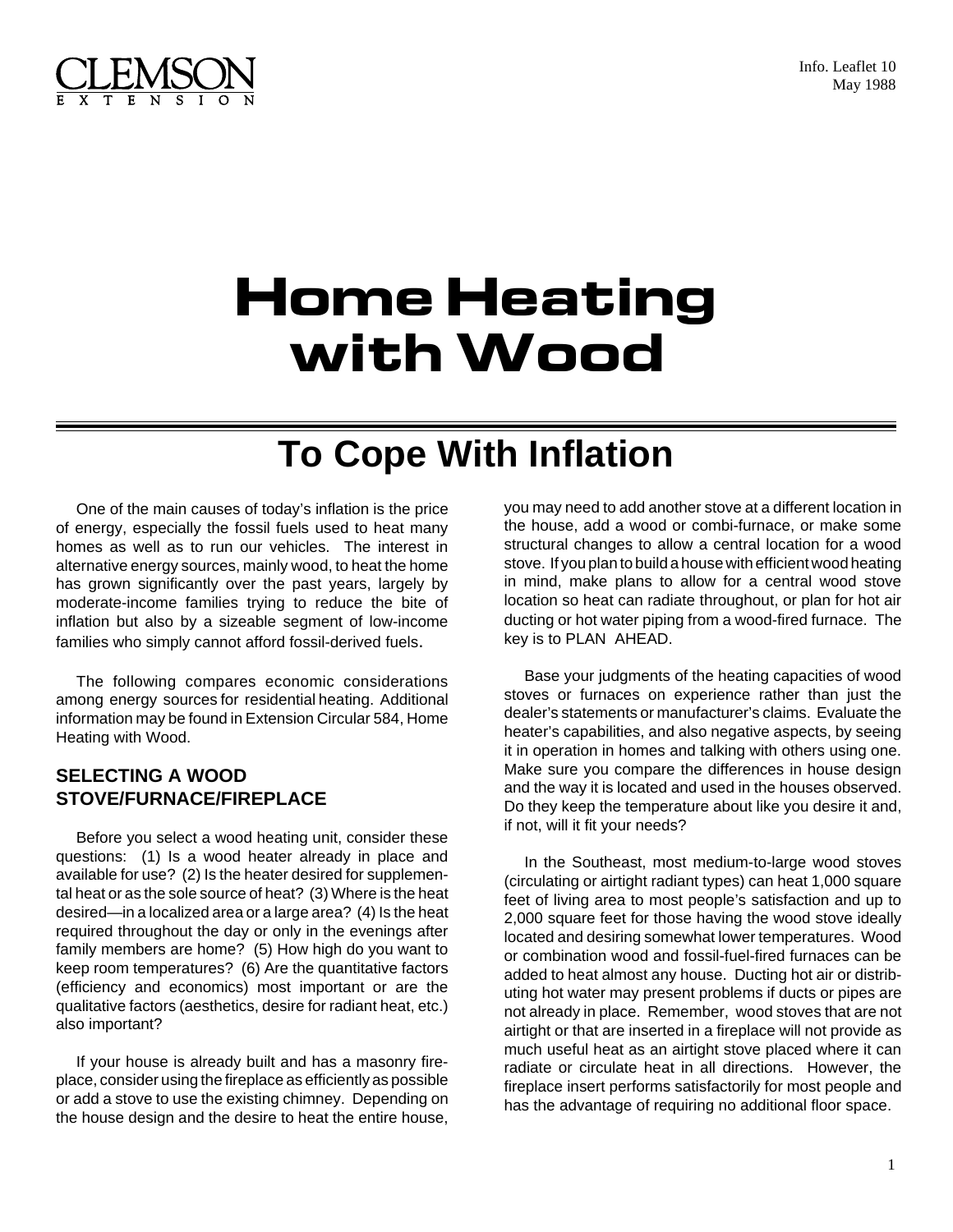CLEMSON EXTENSION

Info. Leaflet 10
May 1988

# Home Heating with Wood

## To Cope With Inflation

One of the main causes of today's inflation is the price of energy, especially the fossil fuels used to heat many homes as well as to run our vehicles. The interest in alternative energy sources, mainly wood, to heat the home has grown significantly over the past years, largely by moderate-income families trying to reduce the bite of inflation but also by a sizeable segment of low-income families who simply cannot afford fossil-derived fuels.

The following compares economic considerations among energy sources for residential heating. Additional information may be found in Extension Circular 584, Home Heating with Wood.

### SELECTING A WOOD STOVE/FURNACE/FIREPLACE

Before you select a wood heating unit, consider these questions: (1) Is a wood heater already in place and available for use? (2) Is the heater desired for supplemental heat or as the sole source of heat? (3) Where is the heat desired—in a localized area or a large area? (4) Is the heat required throughout the day or only in the evenings after family members are home? (5) How high do you want to keep room temperatures? (6) Are the quantitative factors (efficiency and economics) most important or are the qualitative factors (aesthetics, desire for radiant heat, etc.) also important?

If your house is already built and has a masonry fireplace, consider using the fireplace as efficiently as possible or add a stove to use the existing chimney. Depending on the house design and the desire to heat the entire house, you may need to add another stove at a different location in the house, add a wood or combi-furnace, or make some structural changes to allow a central location for a wood stove. If you plan to build a house with efficient wood heating in mind, make plans to allow for a central wood stove location so heat can radiate throughout, or plan for hot air ducting or hot water piping from a wood-fired furnace. The key is to PLAN AHEAD.

Base your judgments of the heating capacities of wood stoves or furnaces on experience rather than just the dealer's statements or manufacturer's claims. Evaluate the heater's capabilities, and also negative aspects, by seeing it in operation in homes and talking with others using one. Make sure you compare the differences in house design and the way it is located and used in the houses observed. Do they keep the temperature about like you desire it and, if not, will it fit your needs?

In the Southeast, most medium-to-large wood stoves (circulating or airtight radiant types) can heat 1,000 square feet of living area to most people's satisfaction and up to 2,000 square feet for those having the wood stove ideally located and desiring somewhat lower temperatures. Wood or combination wood and fossil-fuel-fired furnaces can be added to heat almost any house. Ducting hot air or distributing hot water may present problems if ducts or pipes are not already in place. Remember, wood stoves that are not airtight or that are inserted in a fireplace will not provide as much useful heat as an airtight stove placed where it can radiate or circulate heat in all directions. However, the fireplace insert performs satisfactorily for most people and has the advantage of requiring no additional floor space.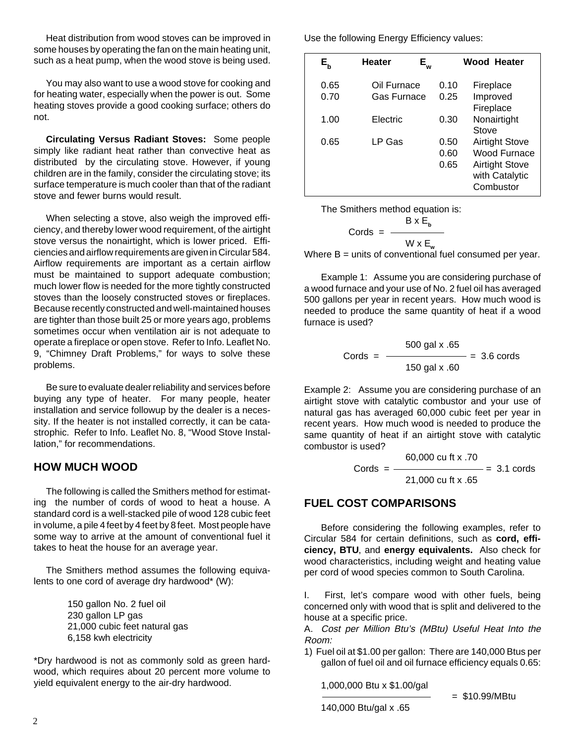Heat distribution from wood stoves can be improved in some houses by operating the fan on the main heating unit, such as a heat pump, when the wood stove is being used.

You may also want to use a wood stove for cooking and for heating water, especially when the power is out. Some heating stoves provide a good cooking surface; others do not.

**Circulating Versus Radiant Stoves:** Some people simply like radiant heat rather than convective heat as distributed by the circulating stove. However, if young children are in the family, consider the circulating stove; its surface temperature is much cooler than that of the radiant stove and fewer burns would result.

When selecting a stove, also weigh the improved efficiency, and thereby lower wood requirement, of the airtight stove versus the nonairtight, which is lower priced. Efficiencies and airflow requirements are given in Circular 584. Airflow requirements are important as a certain airflow must be maintained to support adequate combustion; much lower flow is needed for the more tightly constructed stoves than the loosely constructed stoves or fireplaces. Because recently constructed and well-maintained houses are tighter than those built 25 or more years ago, problems sometimes occur when ventilation air is not adequate to operate a fireplace or open stove. Refer to Info. Leaflet No. 9, "Chimney Draft Problems," for ways to solve these problems.

Be sure to evaluate dealer reliability and services before buying any type of heater. For many people, heater installation and service followup by the dealer is a necessity. If the heater is not installed correctly, it can be catastrophic. Refer to Info. Leaflet No. 8, "Wood Stove Installation," for recommendations.

## HOW MUCH WOOD

The following is called the Smithers method for estimating the number of cords of wood to heat a house. A standard cord is a well-stacked pile of wood 128 cubic feet in volume, a pile 4 feet by 4 feet by 8 feet. Most people have some way to arrive at the amount of conventional fuel it takes to heat the house for an average year.

The Smithers method assumes the following equivalents to one cord of average dry hardwood* (W):

150 gallon No. 2 fuel oil
230 gallon LP gas
21,000 cubic feet natural gas
6,158 kwh electricity

*Dry hardwood is not as commonly sold as green hardwood, which requires about 20 percent more volume to yield equivalent energy to the air-dry hardwood.

Use the following Energy Efficiency values:

| $E_b$ | Heater | $E_w$ | Wood Heater |
|---|---|---|---|
| 0.65 | Oil Furnace | 0.10 | Fireplace |
| 0.70 | Gas Furnace | 0.25 | Improved Fireplace |
| 1.00 | Electric | 0.30 | Nonairtight Stove |
| 0.65 | LP Gas | 0.50 | Airtight Stove |
| | | 0.60 | Wood Furnace |
| | | 0.65 | Airtight Stove with Catalytic Combustor |

The Smithers method equation is:

$$\text{Cords} = \frac{B \times E_b}{W \times E_w}$$

Where B = units of conventional fuel consumed per year.

Example 1: Assume you are considering purchase of a wood furnace and your use of No. 2 fuel oil has averaged 500 gallons per year in recent years. How much wood is needed to produce the same quantity of heat if a wood furnace is used?

$$\text{Cords} = \frac{500 \text{ gal} \times .65}{150 \text{ gal} \times .60} = 3.6 \text{ cords}$$

Example 2: Assume you are considering purchase of an airtight stove with catalytic combustor and your use of natural gas has averaged 60,000 cubic feet per year in recent years. How much wood is needed to produce the same quantity of heat if an airtight stove with catalytic combustor is used?

$$\text{Cords} = \frac{60{,}000 \text{ cu ft} \times .70}{21{,}000 \text{ cu ft} \times .65} = 3.1 \text{ cords}$$

## FUEL COST COMPARISONS

Before considering the following examples, refer to Circular 584 for certain definitions, such as **cord, efficiency, BTU**, and **energy equivalents.** Also check for wood characteristics, including weight and heating value per cord of wood species common to South Carolina.

I. First, let's compare wood with other fuels, being concerned only with wood that is split and delivered to the house at a specific price.

A. *Cost per Million Btu's (MBtu) Useful Heat Into the Room:*

1) Fuel oil at $1.00 per gallon: There are 140,000 Btus per gallon of fuel oil and oil furnace efficiency equals 0.65:

$$\frac{1{,}000{,}000 \text{ Btu} \times \$1.00/\text{gal}}{140{,}000 \text{ Btu/gal} \times .65} = \$10.99/\text{MBtu}$$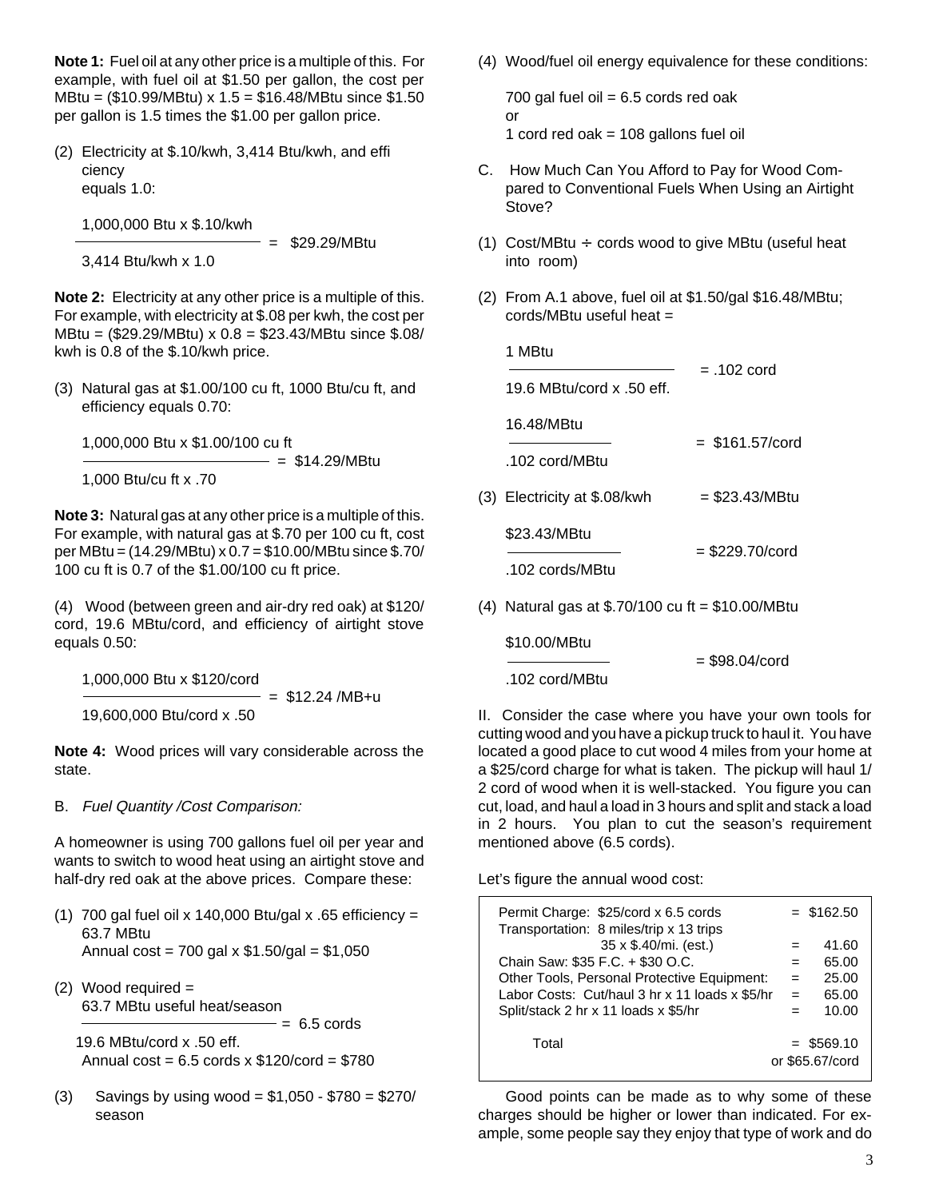**Note 1:** Fuel oil at any other price is a multiple of this. For example, with fuel oil at \$1.50 per gallon, the cost per MBtu = (\$10.99/MBtu) x 1.5 = \$16.48/MBtu since \$1.50 per gallon is 1.5 times the \$1.00 per gallon price.

(2) Electricity at \$.10/kwh, 3,414 Btu/kwh, and effi ciency equals 1.0:

$$\frac{1{,}000{,}000 \text{ Btu} \times \$.10/\text{kwh}}{3{,}414 \text{ Btu/kwh} \times 1.0} = \$29.29/\text{MBtu}$$

**Note 2:** Electricity at any other price is a multiple of this. For example, with electricity at \$.08 per kwh, the cost per MBtu = (\$29.29/MBtu) x 0.8 = \$23.43/MBtu since \$.08/kwh is 0.8 of the \$.10/kwh price.

(3) Natural gas at \$1.00/100 cu ft, 1000 Btu/cu ft, and efficiency equals 0.70:

$$\frac{1{,}000{,}000 \text{ Btu} \times \$1.00/100 \text{ cu ft}}{1{,}000 \text{ Btu/cu ft} \times .70} = \$14.29/\text{MBtu}$$

**Note 3:** Natural gas at any other price is a multiple of this. For example, with natural gas at \$.70 per 100 cu ft, cost per MBtu = (14.29/MBtu) x 0.7 = \$10.00/MBtu since \$.70/100 cu ft is 0.7 of the \$1.00/100 cu ft price.

(4) Wood (between green and air-dry red oak) at \$120/cord, 19.6 MBtu/cord, and efficiency of airtight stove equals 0.50:

$$\frac{1{,}000{,}000 \text{ Btu} \times \$120/\text{cord}}{19{,}600{,}000 \text{ Btu/cord} \times .50} = \$12.24 \text{ /MB+u}$$

**Note 4:** Wood prices will vary considerable across the state.

B. *Fuel Quantity /Cost Comparison:*

A homeowner is using 700 gallons fuel oil per year and wants to switch to wood heat using an airtight stove and half-dry red oak at the above prices. Compare these:

(1) 700 gal fuel oil x 140,000 Btu/gal x .65 efficiency = 63.7 MBtu
Annual cost = 700 gal x \$1.50/gal = \$1,050

(2) Wood required =

$$\frac{63.7 \text{ MBtu useful heat/season}}{19.6 \text{ MBtu/cord} \times .50 \text{ eff.}} = 6.5 \text{ cords}$$

Annual cost = 6.5 cords x \$120/cord = \$780

(3) Savings by using wood = \$1,050 - \$780 = \$270/season

(4) Wood/fuel oil energy equivalence for these conditions:

700 gal fuel oil = 6.5 cords red oak
or
1 cord red oak = 108 gallons fuel oil

C. How Much Can You Afford to Pay for Wood Compared to Conventional Fuels When Using an Airtight Stove?

(1) Cost/MBtu ÷ cords wood to give MBtu (useful heat into room)

(2) From A.1 above, fuel oil at \$1.50/gal \$16.48/MBtu; cords/MBtu useful heat =

$$\frac{1 \text{ MBtu}}{19.6 \text{ MBtu/cord} \times .50 \text{ eff.}} = .102 \text{ cord}$$

$$\frac{16.48/\text{MBtu}}{.102 \text{ cord/MBtu}} = \$161.57/\text{cord}$$

(3) Electricity at \$.08/kwh = \$23.43/MBtu

$$\frac{\$23.43/\text{MBtu}}{.102 \text{ cords/MBtu}} = \$229.70/\text{cord}$$

(4) Natural gas at \$.70/100 cu ft = \$10.00/MBtu

$$\frac{\$10.00/\text{MBtu}}{.102 \text{ cord/MBtu}} = \$98.04/\text{cord}$$

II. Consider the case where you have your own tools for cutting wood and you have a pickup truck to haul it. You have located a good place to cut wood 4 miles from your home at a \$25/cord charge for what is taken. The pickup will haul 1/2 cord of wood when it is well-stacked. You figure you can cut, load, and haul a load in 3 hours and split and stack a load in 2 hours. You plan to cut the season's requirement mentioned above (6.5 cords).

Let's figure the annual wood cost:

| Item | | Cost |
|---|---|---|
| Permit Charge: \$25/cord x 6.5 cords | = | \$162.50 |
| Transportation: 8 miles/trip x 13 trips 35 x \$.40/mi. (est.) | = | 41.60 |
| Chain Saw: \$35 F.C. + \$30 O.C. | = | 65.00 |
| Other Tools, Personal Protective Equipment: | = | 25.00 |
| Labor Costs: Cut/haul 3 hr x 11 loads x \$5/hr | = | 65.00 |
| Split/stack 2 hr x 11 loads x \$5/hr | = | 10.00 |
| Total | = | \$569.10 or \$65.67/cord |

Good points can be made as to why some of these charges should be higher or lower than indicated. For example, some people say they enjoy that type of work and do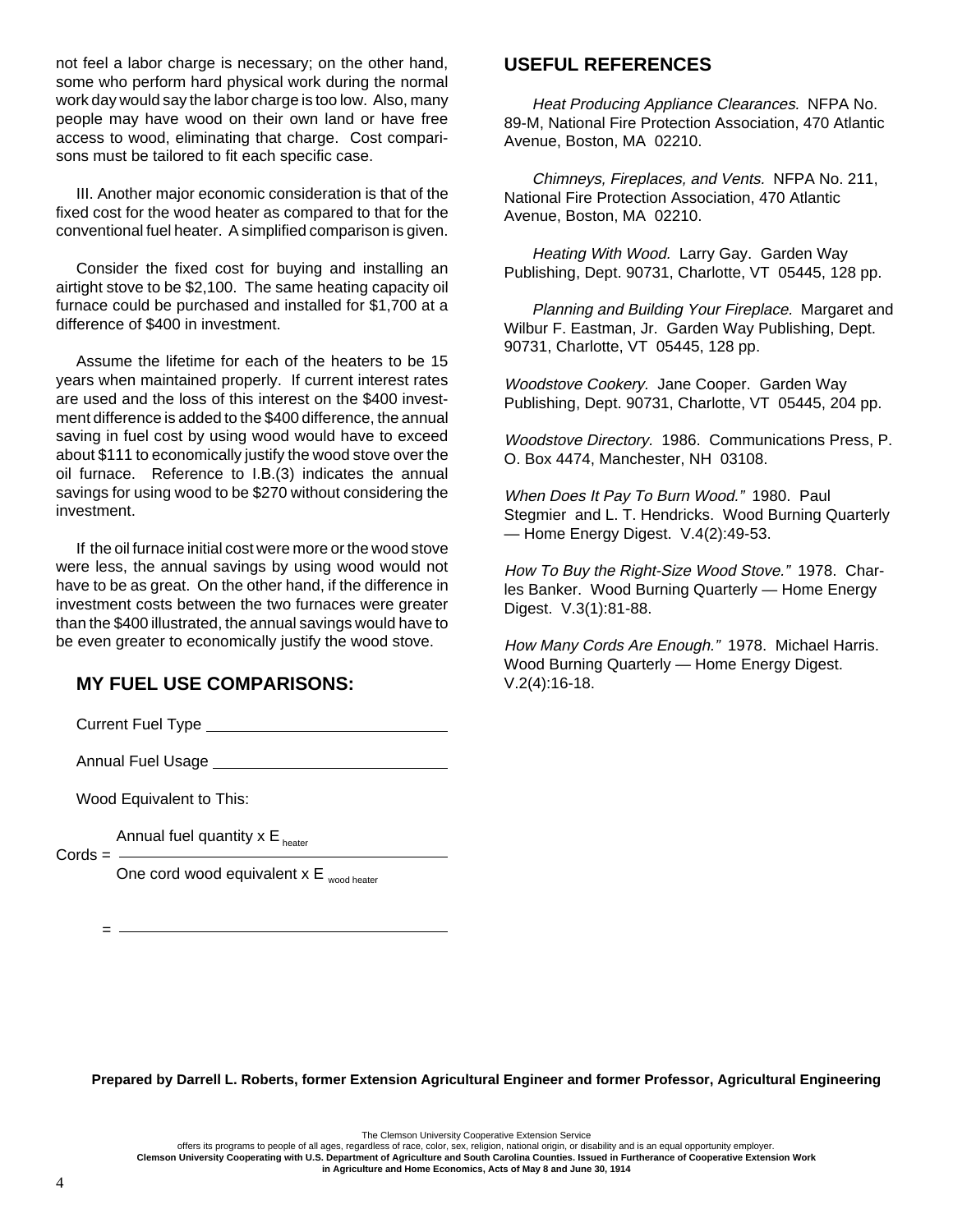not feel a labor charge is necessary; on the other hand, some who perform hard physical work during the normal work day would say the labor charge is too low. Also, many people may have wood on their own land or have free access to wood, eliminating that charge. Cost comparisons must be tailored to fit each specific case.

III. Another major economic consideration is that of the fixed cost for the wood heater as compared to that for the conventional fuel heater. A simplified comparison is given.

Consider the fixed cost for buying and installing an airtight stove to be $2,100. The same heating capacity oil furnace could be purchased and installed for $1,700 at a difference of $400 in investment.

Assume the lifetime for each of the heaters to be 15 years when maintained properly. If current interest rates are used and the loss of this interest on the $400 investment difference is added to the $400 difference, the annual saving in fuel cost by using wood would have to exceed about $111 to economically justify the wood stove over the oil furnace. Reference to I.B.(3) indicates the annual savings for using wood to be $270 without considering the investment.

If the oil furnace initial cost were more or the wood stove were less, the annual savings by using wood would not have to be as great. On the other hand, if the difference in investment costs between the two furnaces were greater than the $400 illustrated, the annual savings would have to be even greater to economically justify the wood stove.

## MY FUEL USE COMPARISONS:

Current Fuel Type ____________________________

Annual Fuel Usage ____________________________

Wood Equivalent to This:

$$\text{Cords} = \frac{\text{Annual fuel quantity} \times E_{\text{heater}}}{\text{One cord wood equivalent} \times E_{\text{wood heater}}}$$

= ________________________________________

## USEFUL REFERENCES

*Heat Producing Appliance Clearances.* NFPA No. 89-M, National Fire Protection Association, 470 Atlantic Avenue, Boston, MA 02210.

*Chimneys, Fireplaces, and Vents.* NFPA No. 211, National Fire Protection Association, 470 Atlantic Avenue, Boston, MA 02210.

*Heating With Wood.* Larry Gay. Garden Way Publishing, Dept. 90731, Charlotte, VT 05445, 128 pp.

*Planning and Building Your Fireplace.* Margaret and Wilbur F. Eastman, Jr. Garden Way Publishing, Dept. 90731, Charlotte, VT 05445, 128 pp.

*Woodstove Cookery.* Jane Cooper. Garden Way Publishing, Dept. 90731, Charlotte, VT 05445, 204 pp.

*Woodstove Directory.* 1986. Communications Press, P. O. Box 4474, Manchester, NH 03108.

*When Does It Pay To Burn Wood."* 1980. Paul Stegmier and L. T. Hendricks. Wood Burning Quarterly — Home Energy Digest. V.4(2):49-53.

*How To Buy the Right-Size Wood Stove."* 1978. Charles Banker. Wood Burning Quarterly — Home Energy Digest. V.3(1):81-88.

*How Many Cords Are Enough."* 1978. Michael Harris. Wood Burning Quarterly — Home Energy Digest. V.2(4):16-18.

**Prepared by Darrell L. Roberts, former Extension Agricultural Engineer and former Professor, Agricultural Engineering**

The Clemson University Cooperative Extension Service
offers its programs to people of all ages, regardless of race, color, sex, religion, national origin, or disability and is an equal opportunity employer.
**Clemson University Cooperating with U.S. Department of Agriculture and South Carolina Counties. Issued in Furtherance of Cooperative Extension Work in Agriculture and Home Economics, Acts of May 8 and June 30, 1914**